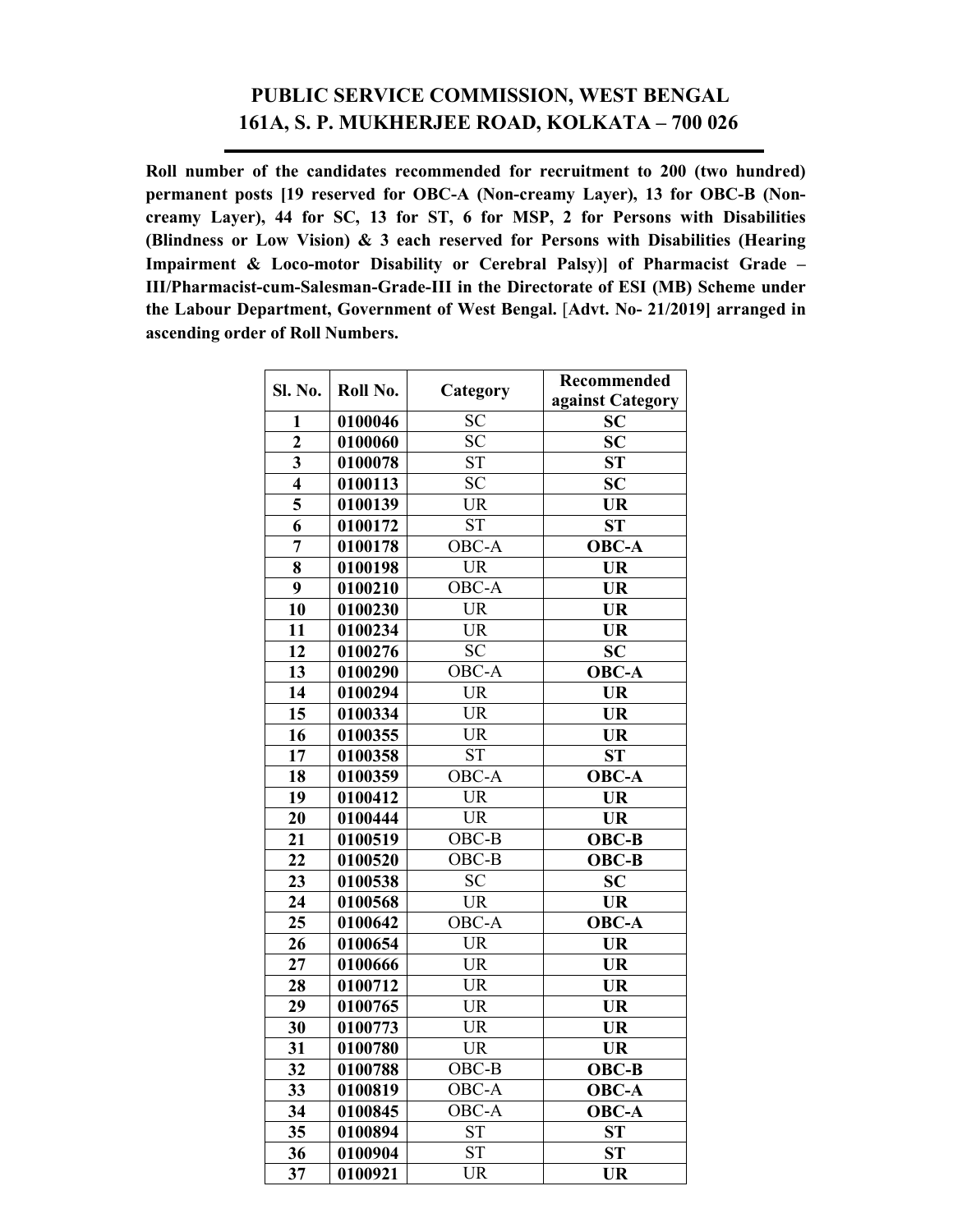# PUBLIC SERVICE COMMISSION, WEST BENGAL
# 161A, S. P. MUKHERJEE ROAD, KOLKATA – 700 026

**Roll number of the candidates recommended for recruitment to 200 (two hundred) permanent posts [19 reserved for OBC-A (Non-creamy Layer), 13 for OBC-B (Non-creamy Layer), 44 for SC, 13 for ST, 6 for MSP, 2 for Persons with Disabilities (Blindness or Low Vision) & 3 each reserved for Persons with Disabilities (Hearing Impairment & Loco-motor Disability or Cerebral Palsy)] of Pharmacist Grade – III/Pharmacist-cum-Salesman-Grade-III in the Directorate of ESI (MB) Scheme under the Labour Department, Government of West Bengal.** [**Advt. No- 21/2019**] **arranged in ascending order of Roll Numbers.**

| Sl. No. | Roll No. | Category | Recommended against Category |
|---|---|---|---|
| 1 | 0100046 | SC | SC |
| 2 | 0100060 | SC | SC |
| 3 | 0100078 | ST | ST |
| 4 | 0100113 | SC | SC |
| 5 | 0100139 | UR | UR |
| 6 | 0100172 | ST | ST |
| 7 | 0100178 | OBC-A | OBC-A |
| 8 | 0100198 | UR | UR |
| 9 | 0100210 | OBC-A | UR |
| 10 | 0100230 | UR | UR |
| 11 | 0100234 | UR | UR |
| 12 | 0100276 | SC | SC |
| 13 | 0100290 | OBC-A | OBC-A |
| 14 | 0100294 | UR | UR |
| 15 | 0100334 | UR | UR |
| 16 | 0100355 | UR | UR |
| 17 | 0100358 | ST | ST |
| 18 | 0100359 | OBC-A | OBC-A |
| 19 | 0100412 | UR | UR |
| 20 | 0100444 | UR | UR |
| 21 | 0100519 | OBC-B | OBC-B |
| 22 | 0100520 | OBC-B | OBC-B |
| 23 | 0100538 | SC | SC |
| 24 | 0100568 | UR | UR |
| 25 | 0100642 | OBC-A | OBC-A |
| 26 | 0100654 | UR | UR |
| 27 | 0100666 | UR | UR |
| 28 | 0100712 | UR | UR |
| 29 | 0100765 | UR | UR |
| 30 | 0100773 | UR | UR |
| 31 | 0100780 | UR | UR |
| 32 | 0100788 | OBC-B | OBC-B |
| 33 | 0100819 | OBC-A | OBC-A |
| 34 | 0100845 | OBC-A | OBC-A |
| 35 | 0100894 | ST | ST |
| 36 | 0100904 | ST | ST |
| 37 | 0100921 | UR | UR |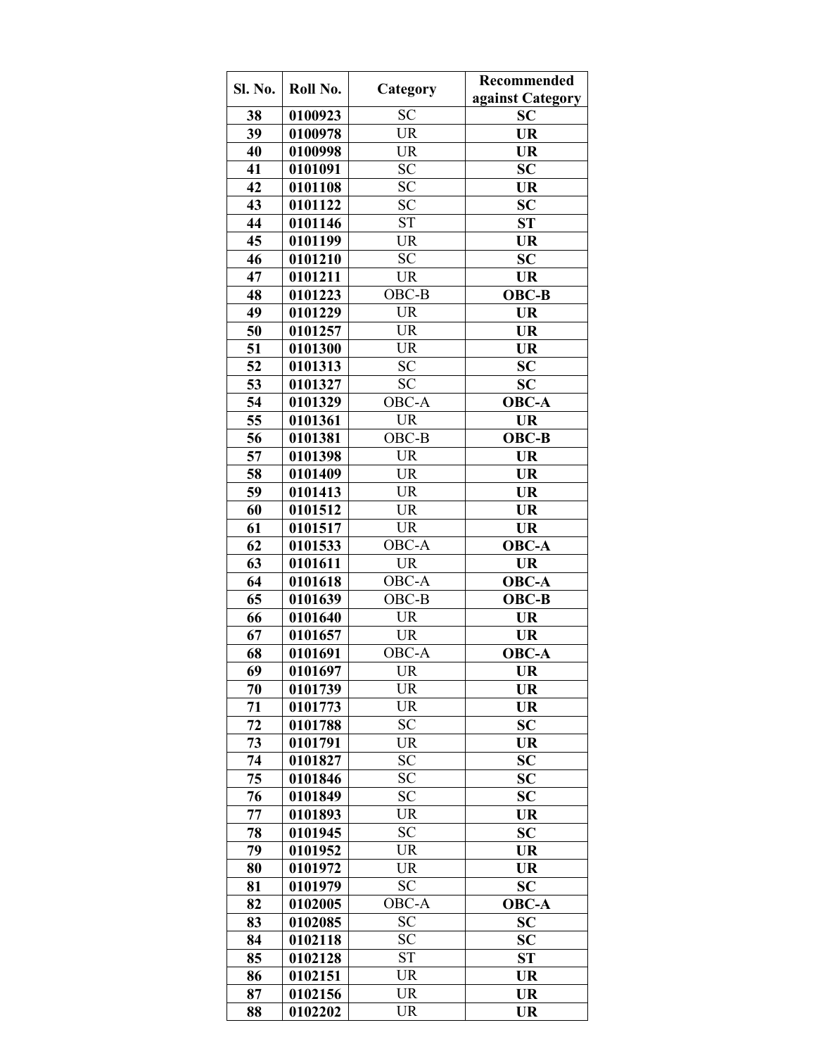| Sl. No. | Roll No. | Category | Recommended against Category |
|---|---|---|---|
| **38** | **0100923** | SC | **SC** |
| **39** | **0100978** | UR | **UR** |
| **40** | **0100998** | UR | **UR** |
| **41** | **0101091** | SC | **SC** |
| **42** | **0101108** | SC | **UR** |
| **43** | **0101122** | SC | **SC** |
| **44** | **0101146** | ST | **ST** |
| **45** | **0101199** | UR | **UR** |
| **46** | **0101210** | SC | **SC** |
| **47** | **0101211** | UR | **UR** |
| **48** | **0101223** | OBC-B | **OBC-B** |
| **49** | **0101229** | UR | **UR** |
| **50** | **0101257** | UR | **UR** |
| **51** | **0101300** | UR | **UR** |
| **52** | **0101313** | SC | **SC** |
| **53** | **0101327** | SC | **SC** |
| **54** | **0101329** | OBC-A | **OBC-A** |
| **55** | **0101361** | UR | **UR** |
| **56** | **0101381** | OBC-B | **OBC-B** |
| **57** | **0101398** | UR | **UR** |
| **58** | **0101409** | UR | **UR** |
| **59** | **0101413** | UR | **UR** |
| **60** | **0101512** | UR | **UR** |
| **61** | **0101517** | UR | **UR** |
| **62** | **0101533** | OBC-A | **OBC-A** |
| **63** | **0101611** | UR | **UR** |
| **64** | **0101618** | OBC-A | **OBC-A** |
| **65** | **0101639** | OBC-B | **OBC-B** |
| **66** | **0101640** | UR | **UR** |
| **67** | **0101657** | UR | **UR** |
| **68** | **0101691** | OBC-A | **OBC-A** |
| **69** | **0101697** | UR | **UR** |
| **70** | **0101739** | UR | **UR** |
| **71** | **0101773** | UR | **UR** |
| **72** | **0101788** | SC | **SC** |
| **73** | **0101791** | UR | **UR** |
| **74** | **0101827** | SC | **SC** |
| **75** | **0101846** | SC | **SC** |
| **76** | **0101849** | SC | **SC** |
| **77** | **0101893** | UR | **UR** |
| **78** | **0101945** | SC | **SC** |
| **79** | **0101952** | UR | **UR** |
| **80** | **0101972** | UR | **UR** |
| **81** | **0101979** | SC | **SC** |
| **82** | **0102005** | OBC-A | **OBC-A** |
| **83** | **0102085** | SC | **SC** |
| **84** | **0102118** | SC | **SC** |
| **85** | **0102128** | ST | **ST** |
| **86** | **0102151** | UR | **UR** |
| **87** | **0102156** | UR | **UR** |
| **88** | **0102202** | UR | **UR** |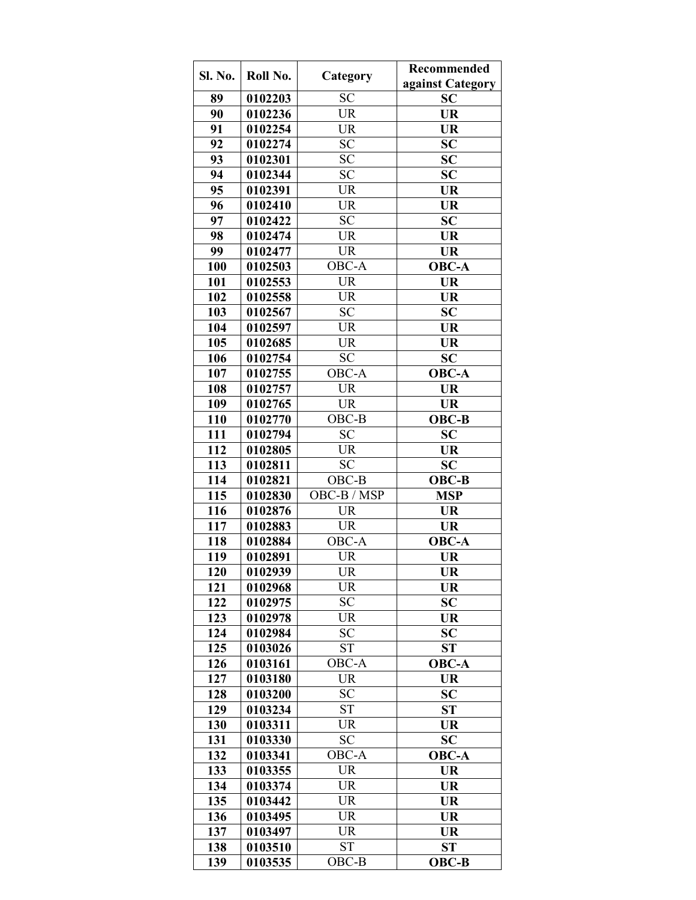| Sl. No. | Roll No. | Category | Recommended against Category |
|---|---|---|---|
| 89 | 0102203 | SC | SC |
| 90 | 0102236 | UR | UR |
| 91 | 0102254 | UR | UR |
| 92 | 0102274 | SC | SC |
| 93 | 0102301 | SC | SC |
| 94 | 0102344 | SC | SC |
| 95 | 0102391 | UR | UR |
| 96 | 0102410 | UR | UR |
| 97 | 0102422 | SC | SC |
| 98 | 0102474 | UR | UR |
| 99 | 0102477 | UR | UR |
| 100 | 0102503 | OBC-A | OBC-A |
| 101 | 0102553 | UR | UR |
| 102 | 0102558 | UR | UR |
| 103 | 0102567 | SC | SC |
| 104 | 0102597 | UR | UR |
| 105 | 0102685 | UR | UR |
| 106 | 0102754 | SC | SC |
| 107 | 0102755 | OBC-A | OBC-A |
| 108 | 0102757 | UR | UR |
| 109 | 0102765 | UR | UR |
| 110 | 0102770 | OBC-B | OBC-B |
| 111 | 0102794 | SC | SC |
| 112 | 0102805 | UR | UR |
| 113 | 0102811 | SC | SC |
| 114 | 0102821 | OBC-B | OBC-B |
| 115 | 0102830 | OBC-B / MSP | MSP |
| 116 | 0102876 | UR | UR |
| 117 | 0102883 | UR | UR |
| 118 | 0102884 | OBC-A | OBC-A |
| 119 | 0102891 | UR | UR |
| 120 | 0102939 | UR | UR |
| 121 | 0102968 | UR | UR |
| 122 | 0102975 | SC | SC |
| 123 | 0102978 | UR | UR |
| 124 | 0102984 | SC | SC |
| 125 | 0103026 | ST | ST |
| 126 | 0103161 | OBC-A | OBC-A |
| 127 | 0103180 | UR | UR |
| 128 | 0103200 | SC | SC |
| 129 | 0103234 | ST | ST |
| 130 | 0103311 | UR | UR |
| 131 | 0103330 | SC | SC |
| 132 | 0103341 | OBC-A | OBC-A |
| 133 | 0103355 | UR | UR |
| 134 | 0103374 | UR | UR |
| 135 | 0103442 | UR | UR |
| 136 | 0103495 | UR | UR |
| 137 | 0103497 | UR | UR |
| 138 | 0103510 | ST | ST |
| 139 | 0103535 | OBC-B | OBC-B |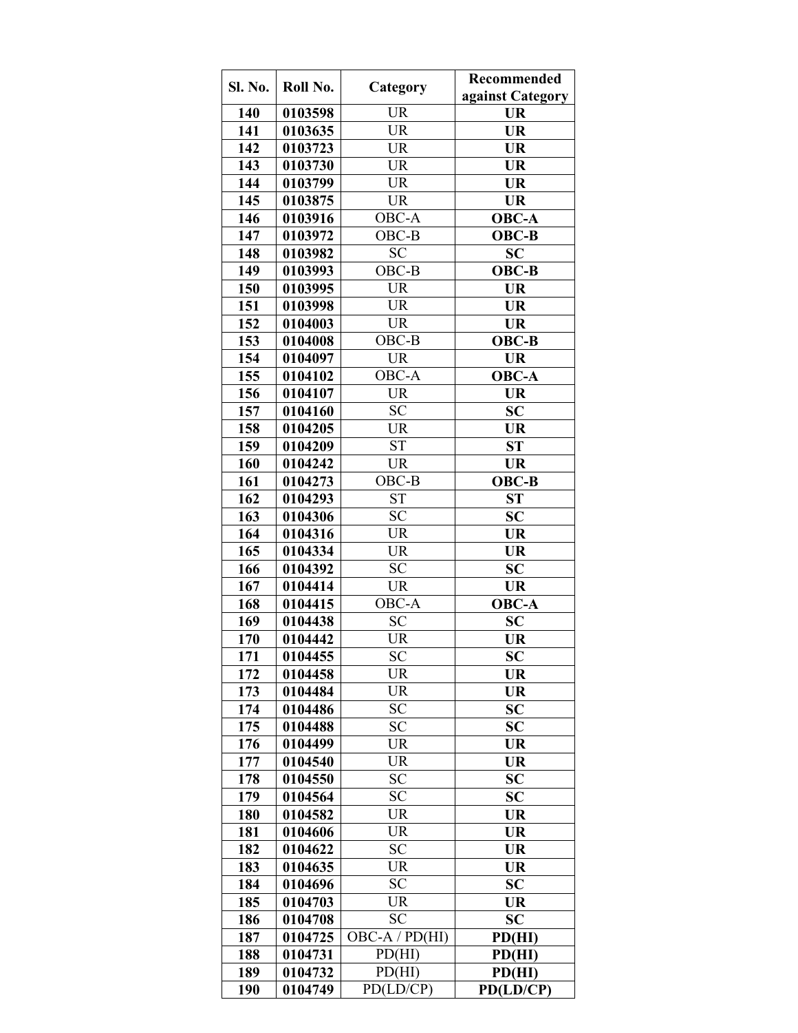| Sl. No. | Roll No. | Category | Recommended against Category |
|---|---|---|---|
| 140 | 0103598 | UR | UR |
| 141 | 0103635 | UR | UR |
| 142 | 0103723 | UR | UR |
| 143 | 0103730 | UR | UR |
| 144 | 0103799 | UR | UR |
| 145 | 0103875 | UR | UR |
| 146 | 0103916 | OBC-A | OBC-A |
| 147 | 0103972 | OBC-B | OBC-B |
| 148 | 0103982 | SC | SC |
| 149 | 0103993 | OBC-B | OBC-B |
| 150 | 0103995 | UR | UR |
| 151 | 0103998 | UR | UR |
| 152 | 0104003 | UR | UR |
| 153 | 0104008 | OBC-B | OBC-B |
| 154 | 0104097 | UR | UR |
| 155 | 0104102 | OBC-A | OBC-A |
| 156 | 0104107 | UR | UR |
| 157 | 0104160 | SC | SC |
| 158 | 0104205 | UR | UR |
| 159 | 0104209 | ST | ST |
| 160 | 0104242 | UR | UR |
| 161 | 0104273 | OBC-B | OBC-B |
| 162 | 0104293 | ST | ST |
| 163 | 0104306 | SC | SC |
| 164 | 0104316 | UR | UR |
| 165 | 0104334 | UR | UR |
| 166 | 0104392 | SC | SC |
| 167 | 0104414 | UR | UR |
| 168 | 0104415 | OBC-A | OBC-A |
| 169 | 0104438 | SC | SC |
| 170 | 0104442 | UR | UR |
| 171 | 0104455 | SC | SC |
| 172 | 0104458 | UR | UR |
| 173 | 0104484 | UR | UR |
| 174 | 0104486 | SC | SC |
| 175 | 0104488 | SC | SC |
| 176 | 0104499 | UR | UR |
| 177 | 0104540 | UR | UR |
| 178 | 0104550 | SC | SC |
| 179 | 0104564 | SC | SC |
| 180 | 0104582 | UR | UR |
| 181 | 0104606 | UR | UR |
| 182 | 0104622 | SC | UR |
| 183 | 0104635 | UR | UR |
| 184 | 0104696 | SC | SC |
| 185 | 0104703 | UR | UR |
| 186 | 0104708 | SC | SC |
| 187 | 0104725 | OBC-A / PD(HI) | PD(HI) |
| 188 | 0104731 | PD(HI) | PD(HI) |
| 189 | 0104732 | PD(HI) | PD(HI) |
| 190 | 0104749 | PD(LD/CP) | PD(LD/CP) |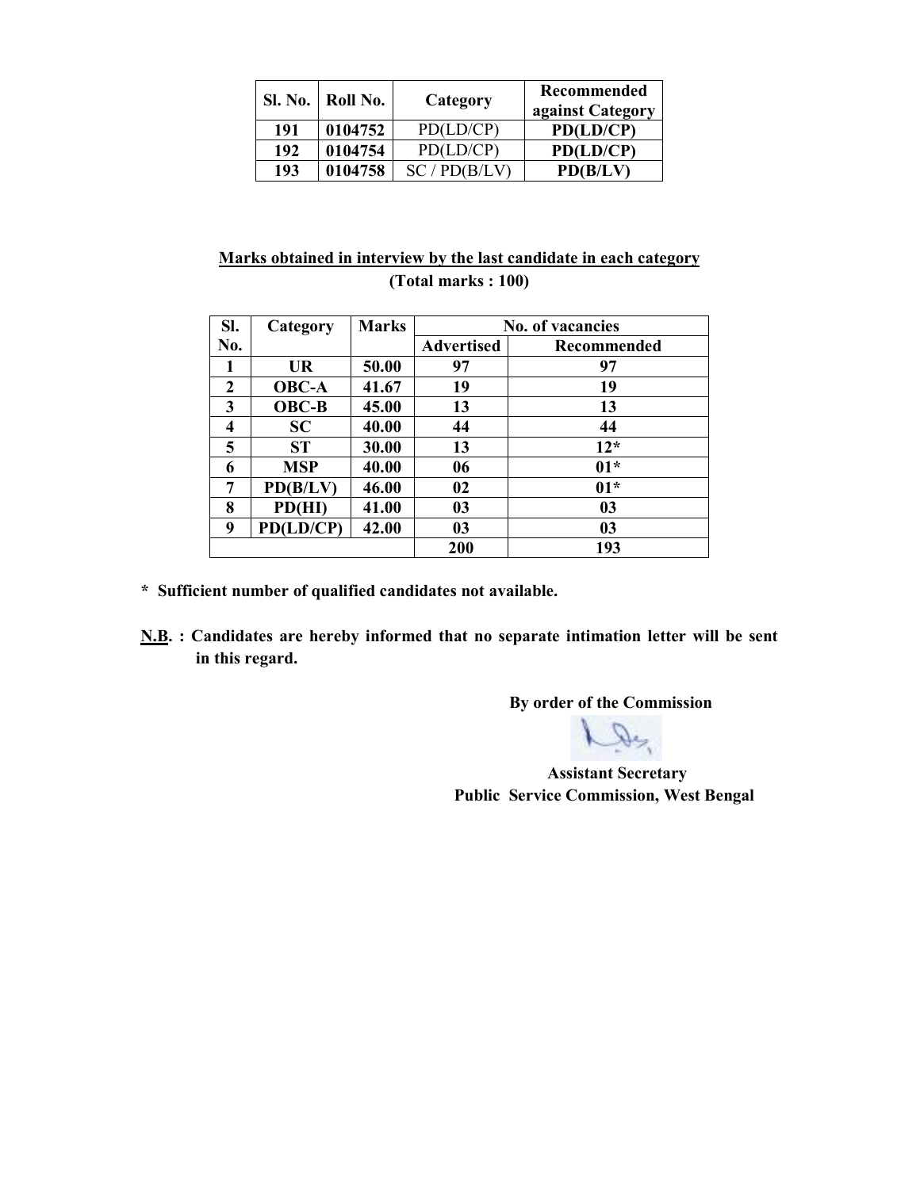| Sl. No. | Roll No. | Category | Recommended against Category |
|---|---|---|---|
| 191 | 0104752 | PD(LD/CP) | **PD(LD/CP)** |
| 192 | 0104754 | PD(LD/CP) | **PD(LD/CP)** |
| 193 | 0104758 | SC / PD(B/LV) | **PD(B/LV)** |

**Marks obtained in interview by the last candidate in each category**

**(Total marks : 100)**

| Sl. No. | Category | Marks | No. of vacancies | |
|---|---|---|---|---|
| | | | Advertised | Recommended |
| 1 | UR | 50.00 | 97 | 97 |
| 2 | OBC-A | 41.67 | 19 | 19 |
| 3 | OBC-B | 45.00 | 13 | 13 |
| 4 | SC | 40.00 | 44 | 44 |
| 5 | ST | 30.00 | 13 | 12* |
| 6 | MSP | 40.00 | 06 | 01* |
| 7 | PD(B/LV) | 46.00 | 02 | 01* |
| 8 | PD(HI) | 41.00 | 03 | 03 |
| 9 | PD(LD/CP) | 42.00 | 03 | 03 |
| | | | 200 | 193 |

**\* Sufficient number of qualified candidates not available.**

**N.B. : Candidates are hereby informed that no separate intimation letter will be sent in this regard.**

**By order of the Commission**

**Assistant Secretary**
**Public Service Commission, West Bengal**